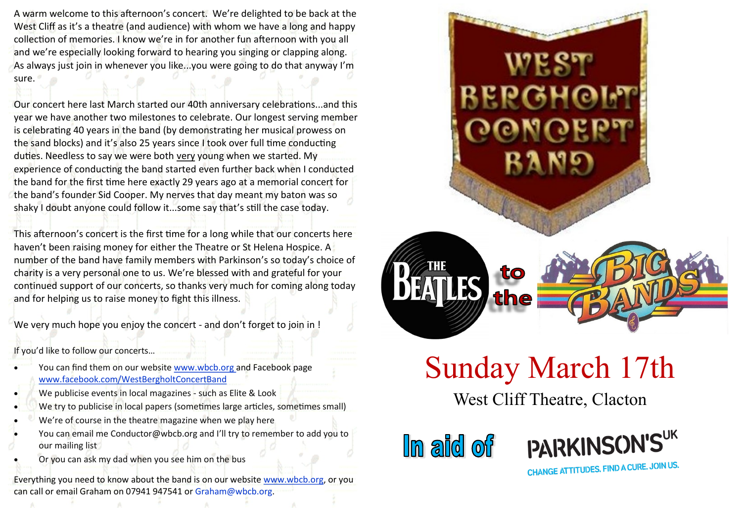A warm welcome to this afternoon's concert. We're delighted to be back at the West Cliff as it's a theatre (and audience) with whom we have a long and happy collection of memories. I know we're in for another fun afternoon with you all and we're especially looking forward to hearing you singing or clapping along. As always just join in whenever you like...you were going to do that anyway I'm sure.

Our concert here last March started our 40th anniversary celebrations...and this year we have another two milestones to celebrate. Our longest serving member is celebrating 40 years in the band (by demonstrating her musical prowess on the sand blocks) and it's also 25 years since I took over full time conducting duties. Needless to say we were both very young when we started. My experience of conducting the band started even further back when I conducted the band for the first time here exactly 29 years ago at a memorial concert for the band's founder Sid Cooper. My nerves that day meant my baton was so shaky I doubt anyone could follow it...some say that's still the case today.

This afternoon's concert is the first time for a long while that our concerts here haven't been raising money for either the Theatre or St Helena Hospice. A number of the band have family members with Parkinson's so today's choice of charity is a very personal one to us. We're blessed with and grateful for your continued support of our concerts, so thanks very much for coming along today and for helping us to raise money to fight this illness.

We very much hope you enjoy the concert - and don't forget to join in !

If you'd like to follow our concerts...

- You can find them on our website www.wbcb.org and Facebook page www.facebook.com/WestBergholtConcertBand
- We publicise events in local magazines - such as Elite & Look
- We try to publicise in local papers (sometimes large articles, sometimes small)
- We're of course in the theatre magazine when we play here
- You can email me Conductor@wbcb.org and I'll try to remember to add you to our mailing list
- Or you can ask my dad when you see him on the bus

Everything you need to know about the band is on our website www.wbcb.org, or you can call or email Graham on 07941 947541 or Graham@wbcb.org.

# WEST BERGHOLT CONCERT BAND

## The Beatles to the Big Bands

## Sunday March 17th

West Cliff Theatre, Clacton

**In aid of** PARKINSON'S UK

CHANGE ATTITUDES. FIND A CURE. JOIN US.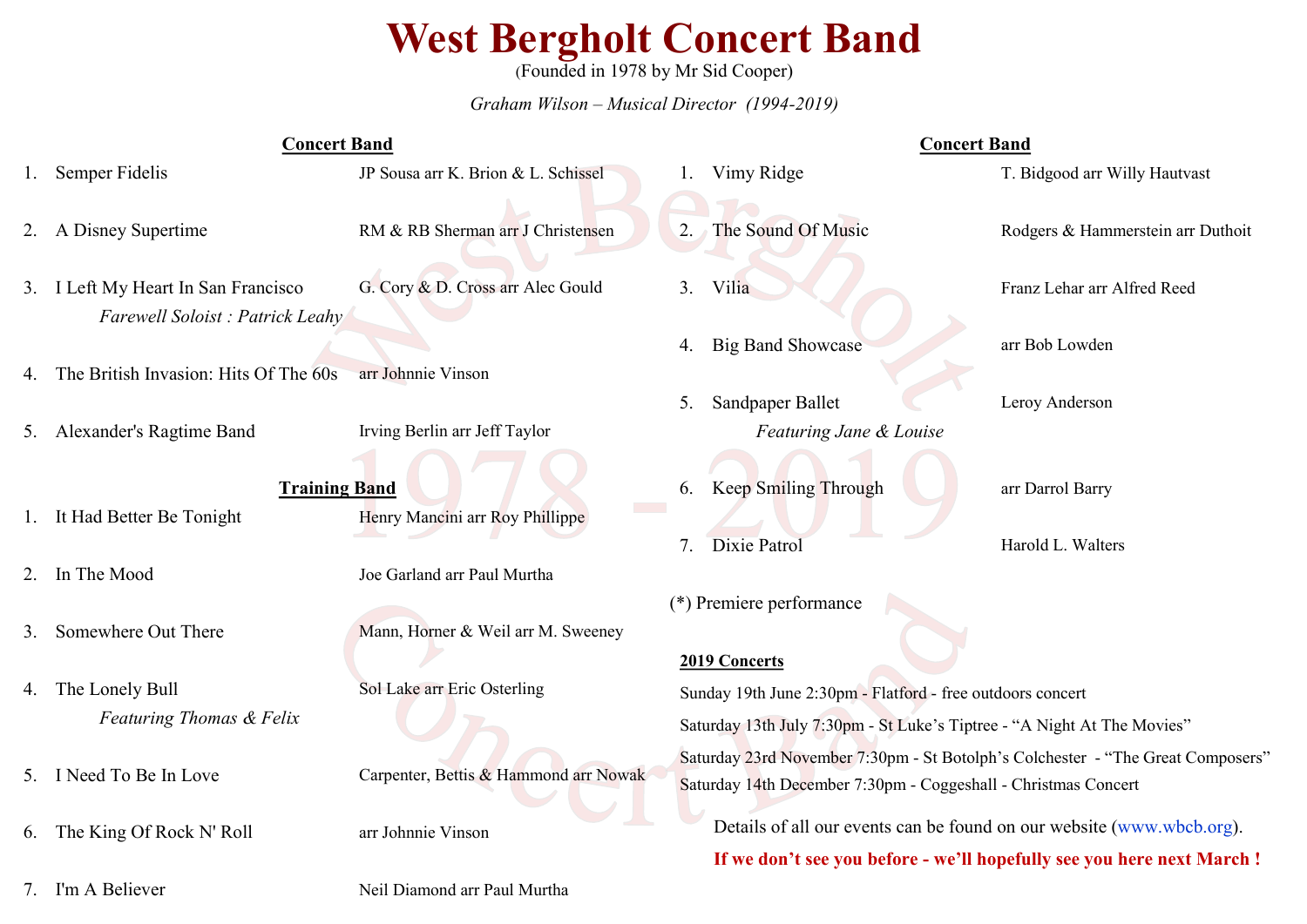# West Bergholt Concert Band

(Founded in 1978 by Mr Sid Cooper)

*Graham Wilson – Musical Director (1994-2019)*

## Concert Band

| | | |
|---|---|---|
| 1. | Semper Fidelis | JP Sousa arr K. Brion & L. Schissel |
| 2. | A Disney Supertime | RM & RB Sherman arr J Christensen |
| 3. | I Left My Heart In San Francisco *Farewell Soloist : Patrick Leahy* | G. Cory & D. Cross arr Alec Gould |
| 4. | The British Invasion: Hits Of The 60s | arr Johnnie Vinson |
| 5. | Alexander's Ragtime Band | Irving Berlin arr Jeff Taylor |

## Training Band

| | | |
|---|---|---|
| 1. | It Had Better Be Tonight | Henry Mancini arr Roy Phillippe |
| 2. | In The Mood | Joe Garland arr Paul Murtha |
| 3. | Somewhere Out There | Mann, Horner & Weil arr M. Sweeney |
| 4. | The Lonely Bull *Featuring Thomas & Felix* | Sol Lake arr Eric Osterling |
| 5. | I Need To Be In Love | Carpenter, Bettis & Hammond arr Nowak |
| 6. | The King Of Rock N' Roll | arr Johnnie Vinson |
| 7. | I'm A Believer | Neil Diamond arr Paul Murtha |

## Concert Band

| | | |
|---|---|---|
| 1. | Vimy Ridge | T. Bidgood arr Willy Hautvast |
| 2. | The Sound Of Music | Rodgers & Hammerstein arr Duthoit |
| 3. | Vilia | Franz Lehar arr Alfred Reed |
| 4. | Big Band Showcase | arr Bob Lowden |
| 5. | Sandpaper Ballet *Featuring Jane & Louise* | Leroy Anderson |
| 6. | Keep Smiling Through | arr Darrol Barry |
| 7. | Dixie Patrol | Harold L. Walters |

(*) Premiere performance

**2019 Concerts**

Sunday 19th June 2:30pm - Flatford - free outdoors concert

Saturday 13th July 7:30pm - St Luke's Tiptree - "A Night At The Movies"

Saturday 23rd November 7:30pm - St Botolph's Colchester - "The Great Composers"

Saturday 14th December 7:30pm - Coggeshall - Christmas Concert

Details of all our events can be found on our website (www.wbcb.org).

**If we don't see you before - we'll hopefully see you here next March !**